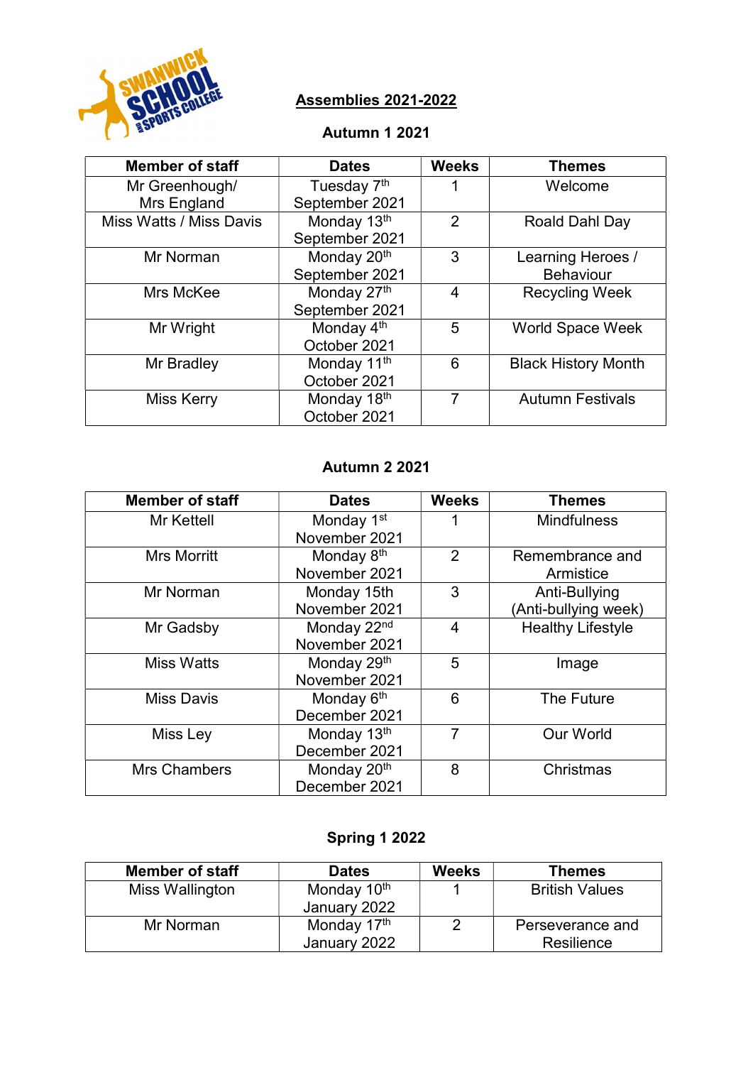# Assemblies 2021-2022

## Autumn 1 2021

| Member of staff | Dates | Weeks | Themes |
|---|---|---|---|
| Mr Greenhough/ Mrs England | Tuesday 7th September 2021 | 1 | Welcome |
| Miss Watts / Miss Davis | Monday 13th September 2021 | 2 | Roald Dahl Day |
| Mr Norman | Monday 20th September 2021 | 3 | Learning Heroes / Behaviour |
| Mrs McKee | Monday 27th September 2021 | 4 | Recycling Week |
| Mr Wright | Monday 4th October 2021 | 5 | World Space Week |
| Mr Bradley | Monday 11th October 2021 | 6 | Black History Month |
| Miss Kerry | Monday 18th October 2021 | 7 | Autumn Festivals |

## Autumn 2 2021

| Member of staff | Dates | Weeks | Themes |
|---|---|---|---|
| Mr Kettell | Monday 1st November 2021 | 1 | Mindfulness |
| Mrs Morritt | Monday 8th November 2021 | 2 | Remembrance and Armistice |
| Mr Norman | Monday 15th November 2021 | 3 | Anti-Bullying (Anti-bullying week) |
| Mr Gadsby | Monday 22nd November 2021 | 4 | Healthy Lifestyle |
| Miss Watts | Monday 29th November 2021 | 5 | Image |
| Miss Davis | Monday 6th December 2021 | 6 | The Future |
| Miss Ley | Monday 13th December 2021 | 7 | Our World |
| Mrs Chambers | Monday 20th December 2021 | 8 | Christmas |

## Spring 1 2022

| Member of staff | Dates | Weeks | Themes |
|---|---|---|---|
| Miss Wallington | Monday 10th January 2022 | 1 | British Values |
| Mr Norman | Monday 17th January 2022 | 2 | Perseverance and Resilience |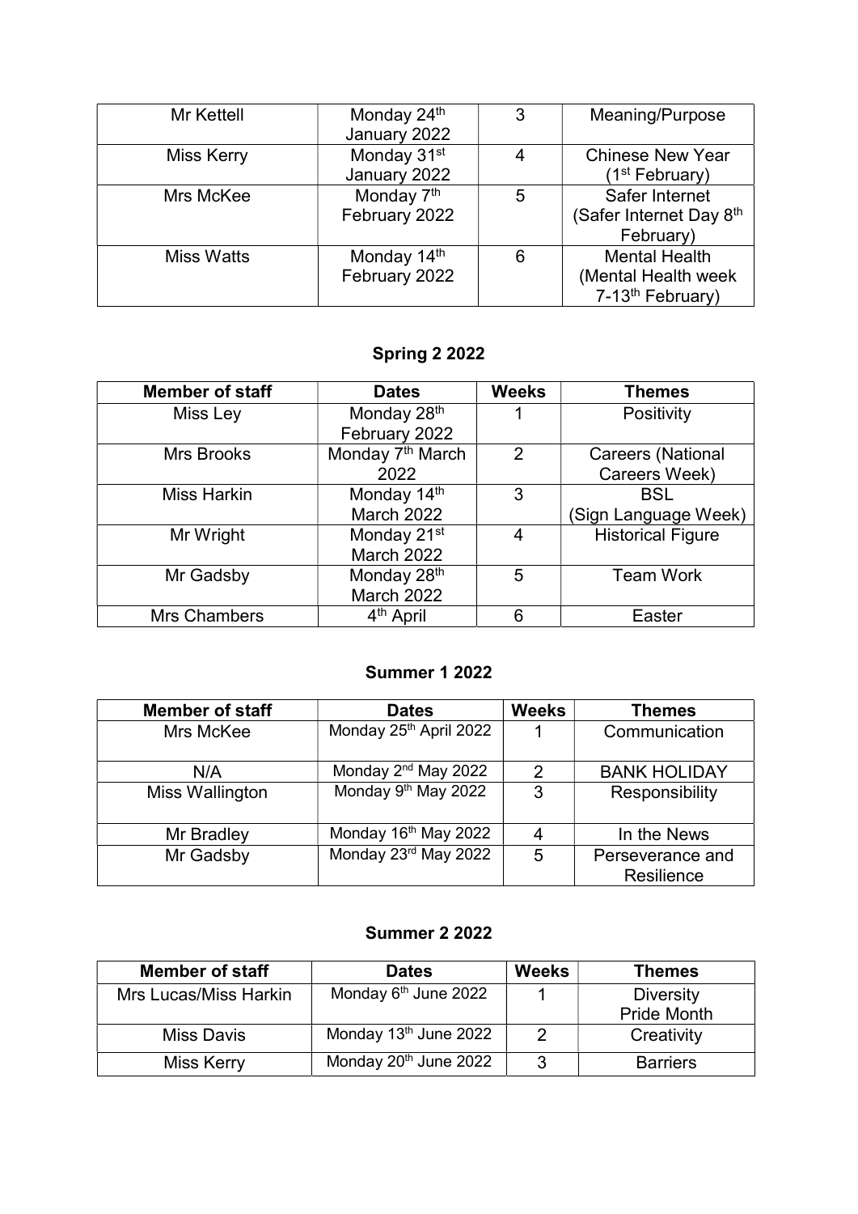| Mr Kettell | Monday 24th January 2022 | 3 | Meaning/Purpose |
|---|---|---|---|
| Miss Kerry | Monday 31st January 2022 | 4 | Chinese New Year (1st February) |
| Mrs McKee | Monday 7th February 2022 | 5 | Safer Internet (Safer Internet Day 8th February) |
| Miss Watts | Monday 14th February 2022 | 6 | Mental Health (Mental Health week 7-13th February) |

## Spring 2 2022

| Member of staff | Dates | Weeks | Themes |
|---|---|---|---|
| Miss Ley | Monday 28th February 2022 | 1 | Positivity |
| Mrs Brooks | Monday 7th March 2022 | 2 | Careers (National Careers Week) |
| Miss Harkin | Monday 14th March 2022 | 3 | BSL (Sign Language Week) |
| Mr Wright | Monday 21st March 2022 | 4 | Historical Figure |
| Mr Gadsby | Monday 28th March 2022 | 5 | Team Work |
| Mrs Chambers | 4th April | 6 | Easter |

## Summer 1 2022

| Member of staff | Dates | Weeks | Themes |
|---|---|---|---|
| Mrs McKee | Monday 25th April 2022 | 1 | Communication |
| N/A | Monday 2nd May 2022 | 2 | BANK HOLIDAY |
| Miss Wallington | Monday 9th May 2022 | 3 | Responsibility |
| Mr Bradley | Monday 16th May 2022 | 4 | In the News |
| Mr Gadsby | Monday 23rd May 2022 | 5 | Perseverance and Resilience |

## Summer 2 2022

| Member of staff | Dates | Weeks | Themes |
|---|---|---|---|
| Mrs Lucas/Miss Harkin | Monday 6th June 2022 | 1 | Diversity Pride Month |
| Miss Davis | Monday 13th June 2022 | 2 | Creativity |
| Miss Kerry | Monday 20th June 2022 | 3 | Barriers |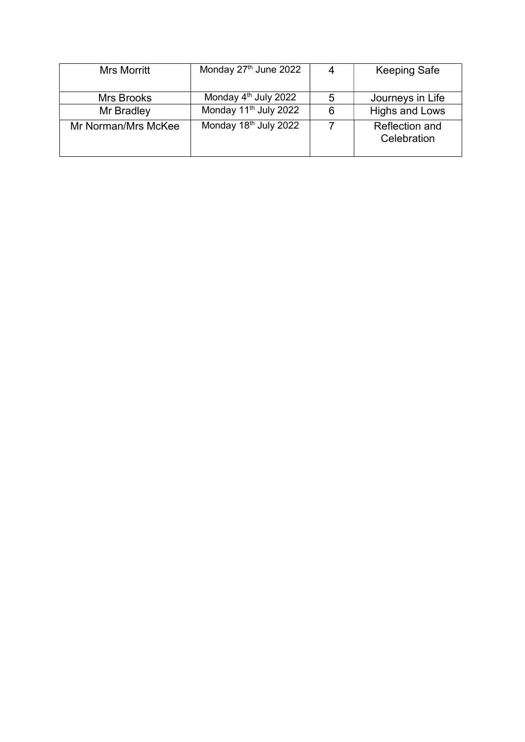| | | | |
|---|---|---|---|
| Mrs Morritt | Monday 27th June 2022 | 4 | Keeping Safe |
| Mrs Brooks | Monday 4th July 2022 | 5 | Journeys in Life |
| Mr Bradley | Monday 11th July 2022 | 6 | Highs and Lows |
| Mr Norman/Mrs McKee | Monday 18th July 2022 | 7 | Reflection and Celebration |